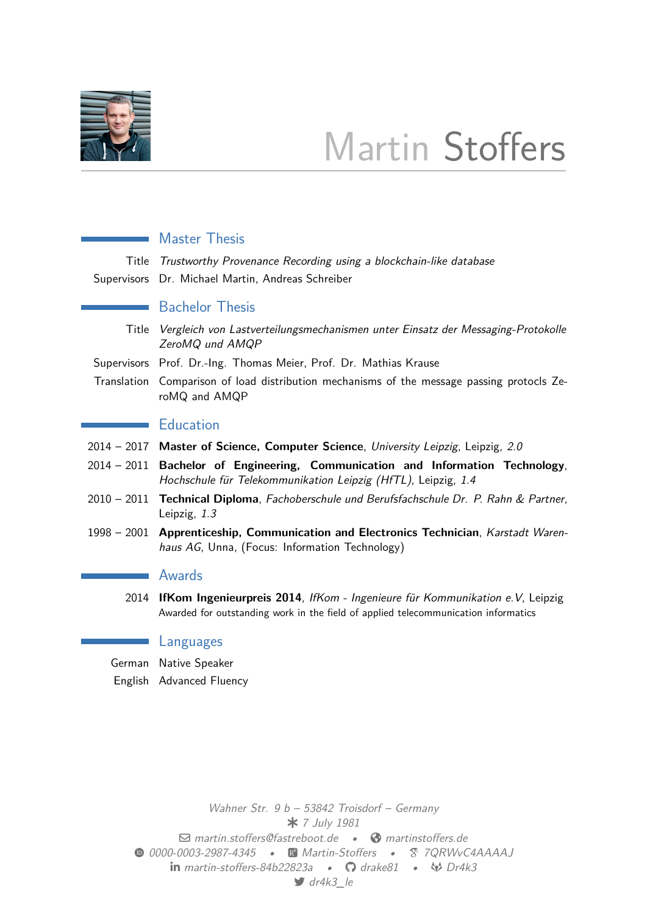# Martin Stoffers

## Master Thesis

Title *Trustworthy Provenance Recording using a blockchain-like database*

Supervisors Dr. Michael Martin, Andreas Schreiber

## Bachelor Thesis

Title *Vergleich von Lastverteilungsmechanismen unter Einsatz der Messaging-Protokolle ZeroMQ und AMQP*

Supervisors Prof. Dr.-Ing. Thomas Meier, Prof. Dr. Mathias Krause

Translation Comparison of load distribution mechanisms of the message passing protocls ZeroMQ and AMQP

## Education

2014 – 2017 **Master of Science, Computer Science**, *University Leipzig*, Leipzig, *2.0*

2014 – 2011 **Bachelor of Engineering, Communication and Information Technology**, *Hochschule für Telekommunikation Leipzig (HfTL)*, Leipzig, *1.4*

2010 – 2011 **Technical Diploma**, *Fachoberschule und Berufsfachschule Dr. P. Rahn & Partner*, Leipzig, *1.3*

1998 – 2001 **Apprenticeship, Communication and Electronics Technician**, *Karstadt Warenhaus AG*, Unna, (Focus: Information Technology)

## Awards

2014 **IfKom Ingenieurpreis 2014**, *IfKom - Ingenieure für Kommunikation e.V*, Leipzig
Awarded for outstanding work in the field of applied telecommunication informatics

## Languages

German Native Speaker

English Advanced Fluency

*Wahner Str. 9 b – 53842 Troisdorf – Germany*
*7 July 1981*
*martin.stoffers@fastreboot.de* • *martinstoffers.de*
*0000-0003-2987-4345* • *Martin-Stoffers* • *7QRWvC4AAAAJ*
*martin-stoffers-84b22823a* • *drake81* • *Dr4k3*
*dr4k3_le*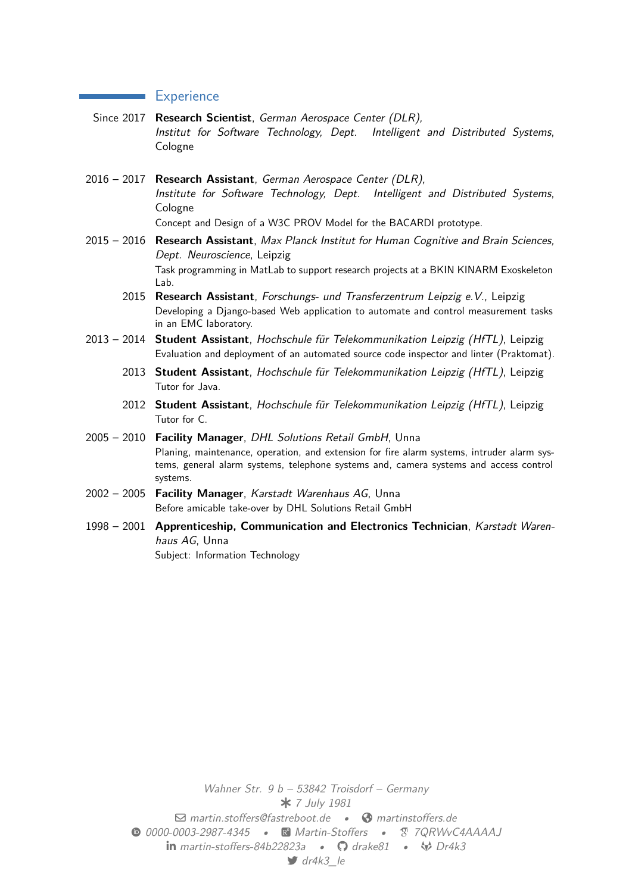## Experience

**Since 2017** — **Research Scientist**, *German Aerospace Center (DLR), Institut for Software Technology, Dept. Intelligent and Distributed Systems*, Cologne

**2016 – 2017** — **Research Assistant**, *German Aerospace Center (DLR), Institute for Software Technology, Dept. Intelligent and Distributed Systems*, Cologne
Concept and Design of a W3C PROV Model for the BACARDI prototype.

**2015 – 2016** — **Research Assistant**, *Max Planck Institut for Human Cognitive and Brain Sciences, Dept. Neuroscience*, Leipzig
Task programming in MatLab to support research projects at a BKIN KINARM Exoskeleton Lab.

**2015** — **Research Assistant**, *Forschungs- und Transferzentrum Leipzig e.V.*, Leipzig
Developing a Django-based Web application to automate and control measurement tasks in an EMC laboratory.

**2013 – 2014** — **Student Assistant**, *Hochschule für Telekommunikation Leipzig (HfTL)*, Leipzig
Evaluation and deployment of an automated source code inspector and linter (Praktomat).

**2013** — **Student Assistant**, *Hochschule für Telekommunikation Leipzig (HfTL)*, Leipzig
Tutor for Java.

**2012** — **Student Assistant**, *Hochschule für Telekommunikation Leipzig (HfTL)*, Leipzig
Tutor for C.

**2005 – 2010** — **Facility Manager**, *DHL Solutions Retail GmbH*, Unna
Planing, maintenance, operation, and extension for fire alarm systems, intruder alarm systems, general alarm systems, telephone systems and, camera systems and access control systems.

**2002 – 2005** — **Facility Manager**, *Karstadt Warenhaus AG*, Unna
Before amicable take-over by DHL Solutions Retail GmbH

**1998 – 2001** — **Apprenticeship, Communication and Electronics Technician**, *Karstadt Warenhaus AG*, Unna
Subject: Information Technology

*Wahner Str. 9 b – 53842 Troisdorf – Germany*
*7 July 1981*
*martin.stoffers@fastreboot.de • martinstoffers.de*
*0000-0003-2987-4345 • Martin-Stoffers • 7QRWvC4AAAAJ*
*martin-stoffers-84b22823a • drake81 • Dr4k3*
*dr4k3_le*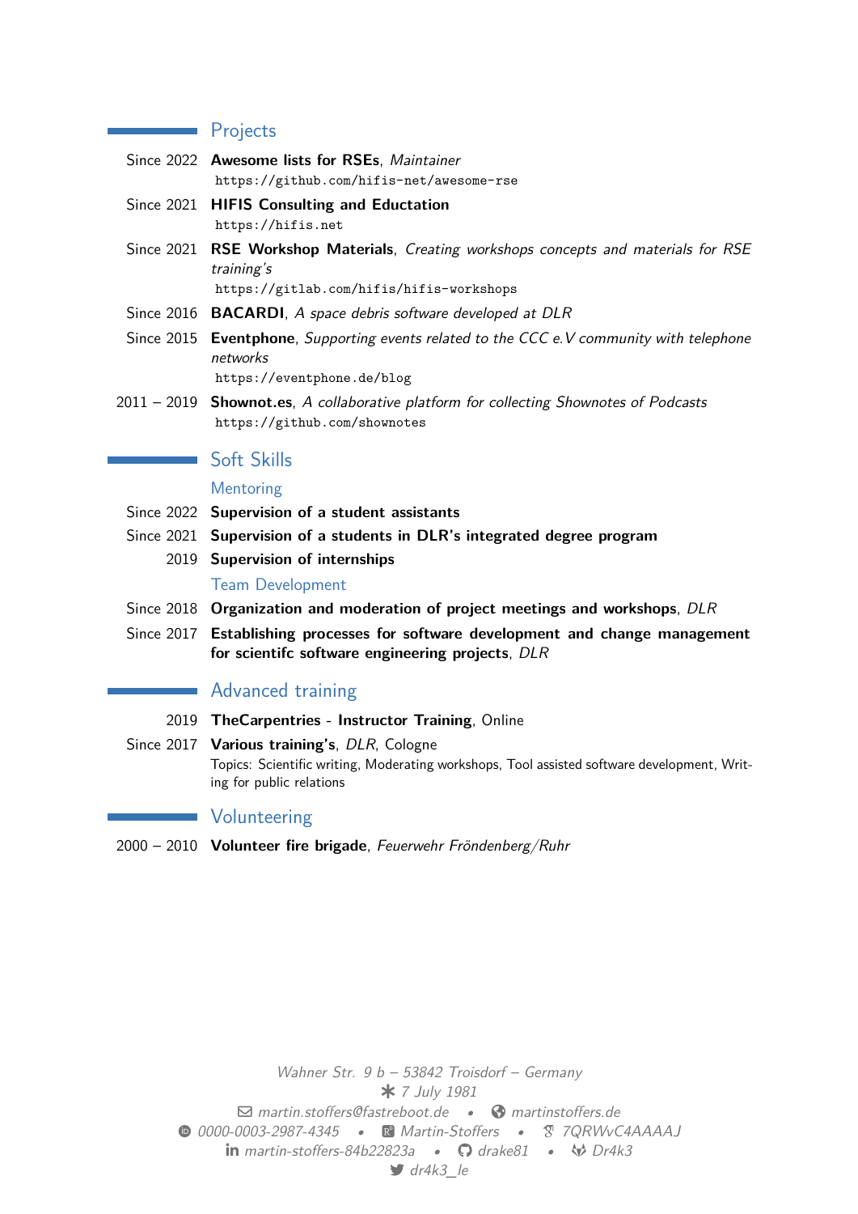## Projects

Since 2022 **Awesome lists for RSEs**, *Maintainer*
`https://github.com/hifis-net/awesome-rse`

Since 2021 **HIFIS Consulting and Eductation**
`https://hifis.net`

Since 2021 **RSE Workshop Materials**, *Creating workshops concepts and materials for RSE training's*
`https://gitlab.com/hifis/hifis-workshops`

Since 2016 **BACARDI**, *A space debris software developed at DLR*

Since 2015 **Eventphone**, *Supporting events related to the CCC e.V community with telephone networks*
`https://eventphone.de/blog`

2011 – 2019 **Shownot.es**, *A collaborative platform for collecting Shownotes of Podcasts*
`https://github.com/shownotes`

## Soft Skills

### Mentoring

Since 2022 **Supervision of a student assistants**

Since 2021 **Supervision of a students in DLR's integrated degree program**

2019 **Supervision of internships**

### Team Development

Since 2018 **Organization and moderation of project meetings and workshops**, *DLR*

Since 2017 **Establishing processes for software development and change management for scientifc software engineering projects**, *DLR*

## Advanced training

2019 **TheCarpentries - Instructor Training**, Online

Since 2017 **Various training's**, *DLR*, Cologne
Topics: Scientific writing, Moderating workshops, Tool assisted software development, Writing for public relations

## Volunteering

2000 – 2010 **Volunteer fire brigade**, *Feuerwehr Fröndenberg/Ruhr*

*Wahner Str. 9 b – 53842 Troisdorf – Germany*
*7 July 1981*
*martin.stoffers@fastreboot.de* • *martinstoffers.de*
*0000-0003-2987-4345* • *Martin-Stoffers* • *7QRWvC4AAAAJ*
*martin-stoffers-84b22823a* • *drake81* • *Dr4k3*
*dr4k3_le*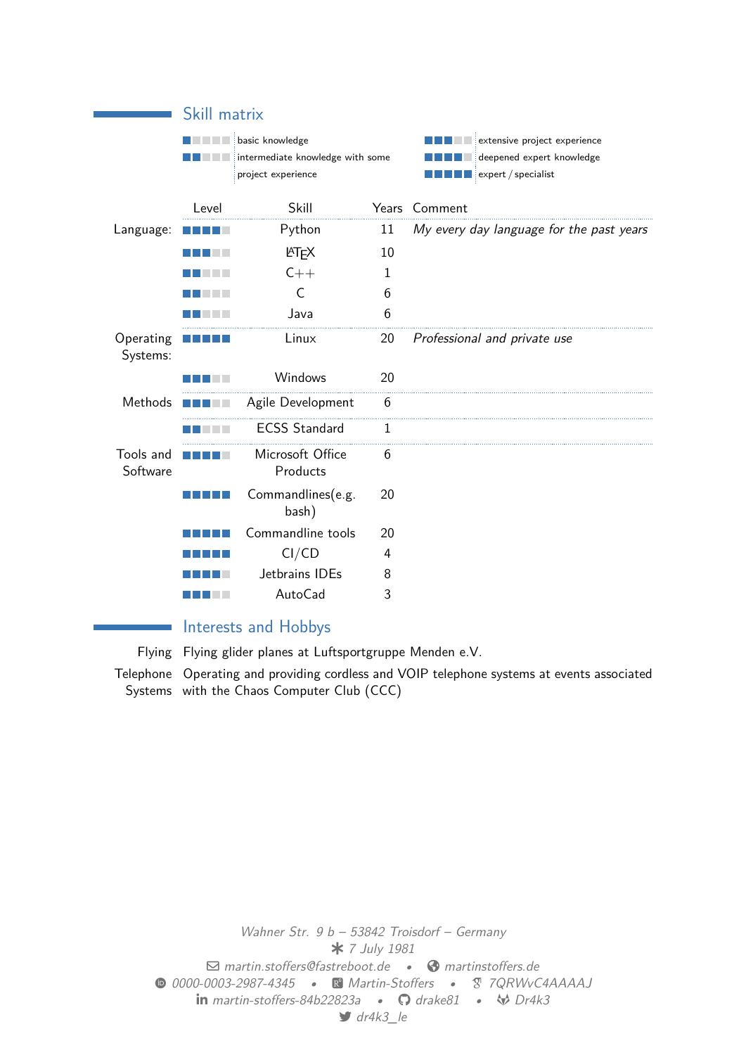## Skill matrix

| | | | |
|---|---|---|---|
| ■□□□□ | basic knowledge | ■■■□□ | extensive project experience |
| ■■□□□ | intermediate knowledge with some project experience | ■■■■□ | deepened expert knowledge |
| | | ■■■■■ | expert / specialist |

| | Level | Skill | Years | Comment |
|---|---|---|---|---|
| Language: | ■■■■□ | Python | 11 | *My every day language for the past years* |
| | ■■■□□ | LaTeX | 10 | |
| | ■■□□□ | C++ | 1 | |
| | ■■□□□ | C | 6 | |
| | ■■□□□ | Java | 6 | |
| Operating Systems: | ■■■■■ | Linux | 20 | *Professional and private use* |
| | ■■■□□ | Windows | 20 | |
| Methods | ■■■□□ | Agile Development | 6 | |
| | ■■□□□ | ECSS Standard | 1 | |
| Tools and Software | ■■■■□ | Microsoft Office Products | 6 | |
| | ■■■■■ | Commandlines(e.g. bash) | 20 | |
| | ■■■■■ | Commandline tools | 20 | |
| | ■■■■■ | CI/CD | 4 | |
| | ■■■■□ | Jetbrains IDEs | 8 | |
| | ■■■□□ | AutoCad | 3 | |

## Interests and Hobbys

**Flying** Flying glider planes at Luftsportgruppe Menden e.V.

**Telephone Systems** Operating and providing cordless and VOIP telephone systems at events associated with the Chaos Computer Club (CCC)

*Wahner Str. 9 b – 53842 Troisdorf – Germany*
*✱ 7 July 1981*
*martin.stoffers@fastreboot.de* • *martinstoffers.de*
*0000-0003-2987-4345* • *Martin-Stoffers* • *7QRWvC4AAAAJ*
*martin-stoffers-84b22823a* • *drake81* • *Dr4k3*
*dr4k3_le*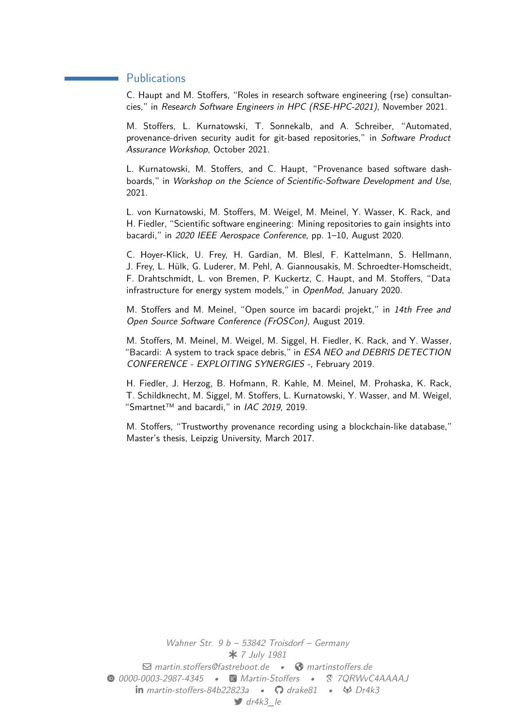## Publications

C. Haupt and M. Stoffers, "Roles in research software engineering (rse) consultancies," in *Research Software Engineers in HPC (RSE-HPC-2021)*, November 2021.

M. Stoffers, L. Kurnatowski, T. Sonnekalb, and A. Schreiber, "Automated, provenance-driven security audit for git-based repositories," in *Software Product Assurance Workshop*, October 2021.

L. Kurnatowski, M. Stoffers, and C. Haupt, "Provenance based software dashboards," in *Workshop on the Science of Scientific-Software Development and Use*, 2021.

L. von Kurnatowski, M. Stoffers, M. Weigel, M. Meinel, Y. Wasser, K. Rack, and H. Fiedler, "Scientific software engineering: Mining repositories to gain insights into bacardi," in *2020 IEEE Aerospace Conference*, pp. 1–10, August 2020.

C. Hoyer-Klick, U. Frey, H. Gardian, M. Blesl, F. Kattelmann, S. Hellmann, J. Frey, L. Hülk, G. Luderer, M. Pehl, A. Giannousakis, M. Schroedter-Homscheidt, F. Drahtschmidt, L. von Bremen, P. Kuckertz, C. Haupt, and M. Stoffers, "Data infrastructure for energy system models," in *OpenMod*, January 2020.

M. Stoffers and M. Meinel, "Open source im bacardi projekt," in *14th Free and Open Source Software Conference (FrOSCon)*, August 2019.

M. Stoffers, M. Meinel, M. Weigel, M. Siggel, H. Fiedler, K. Rack, and Y. Wasser, "Bacardi: A system to track space debris," in *ESA NEO and DEBRIS DETECTION CONFERENCE - EXPLOITING SYNERGIES -*, February 2019.

H. Fiedler, J. Herzog, B. Hofmann, R. Kahle, M. Meinel, M. Prohaska, K. Rack, T. Schildknecht, M. Siggel, M. Stoffers, L. Kurnatowski, Y. Wasser, and M. Weigel, "Smartnet™ and bacardi," in *IAC 2019*, 2019.

M. Stoffers, "Trustworthy provenance recording using a blockchain-like database," Master's thesis, Leipzig University, March 2017.

*Wahner Str. 9 b – 53842 Troisdorf – Germany*
*7 July 1981*
*martin.stoffers@fastreboot.de* • *martinstoffers.de*
*0000-0003-2987-4345* • *Martin-Stoffers* • *7QRWvC4AAAAJ*
*martin-stoffers-84b22823a* • *drake81* • *Dr4k3*
*dr4k3_le*